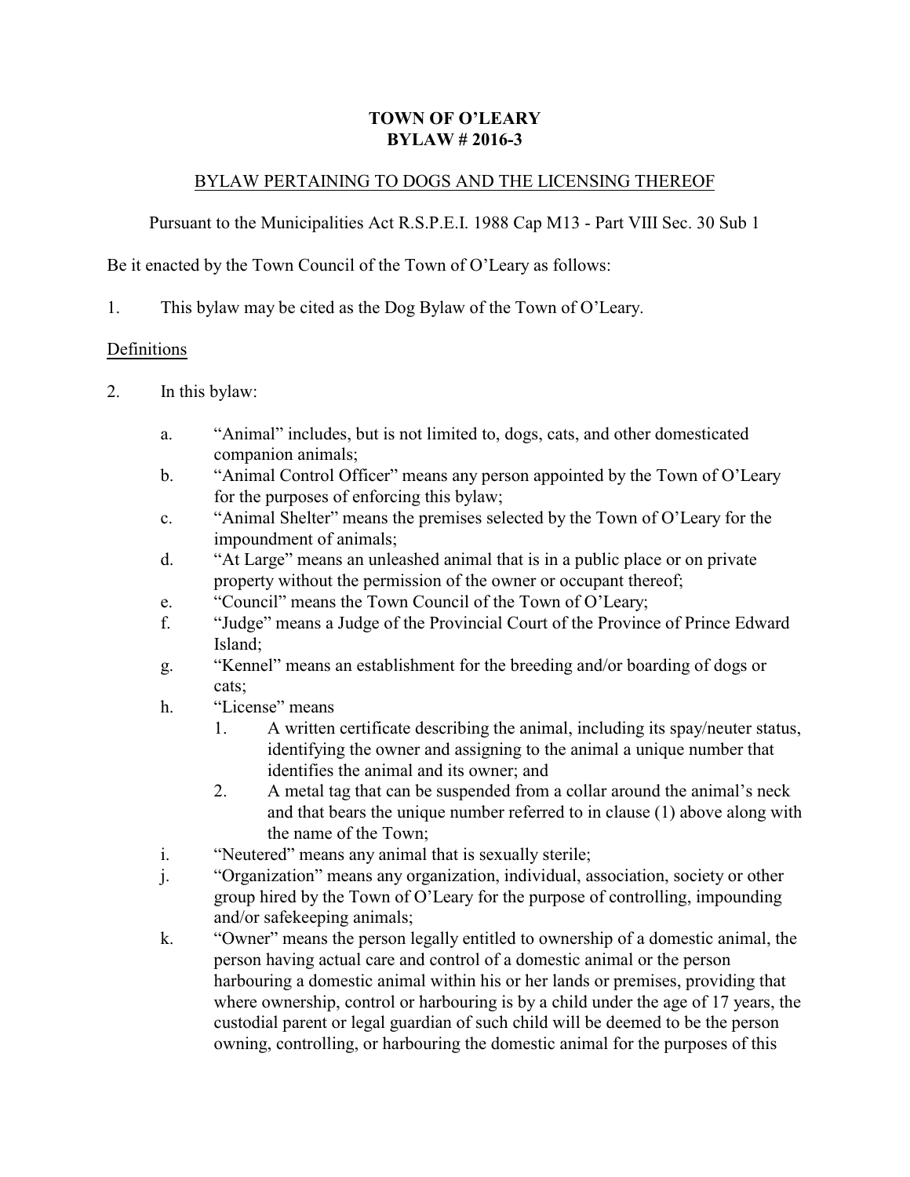# TOWN OF O'LEARY
# BYLAW # 2016-3

## BYLAW PERTAINING TO DOGS AND THE LICENSING THEREOF

Pursuant to the Municipalities Act R.S.P.E.I. 1988 Cap M13 - Part VIII Sec. 30 Sub 1

Be it enacted by the Town Council of the Town of O'Leary as follows:

1. This bylaw may be cited as the Dog Bylaw of the Town of O'Leary.

## Definitions

2. In this bylaw:

   a. "Animal" includes, but is not limited to, dogs, cats, and other domesticated companion animals;

   b. "Animal Control Officer" means any person appointed by the Town of O'Leary for the purposes of enforcing this bylaw;

   c. "Animal Shelter" means the premises selected by the Town of O'Leary for the impoundment of animals;

   d. "At Large" means an unleashed animal that is in a public place or on private property without the permission of the owner or occupant thereof;

   e. "Council" means the Town Council of the Town of O'Leary;

   f. "Judge" means a Judge of the Provincial Court of the Province of Prince Edward Island;

   g. "Kennel" means an establishment for the breeding and/or boarding of dogs or cats;

   h. "License" means

      1. A written certificate describing the animal, including its spay/neuter status, identifying the owner and assigning to the animal a unique number that identifies the animal and its owner; and

      2. A metal tag that can be suspended from a collar around the animal's neck and that bears the unique number referred to in clause (1) above along with the name of the Town;

   i. "Neutered" means any animal that is sexually sterile;

   j. "Organization" means any organization, individual, association, society or other group hired by the Town of O'Leary for the purpose of controlling, impounding and/or safekeeping animals;

   k. "Owner" means the person legally entitled to ownership of a domestic animal, the person having actual care and control of a domestic animal or the person harbouring a domestic animal within his or her lands or premises, providing that where ownership, control or harbouring is by a child under the age of 17 years, the custodial parent or legal guardian of such child will be deemed to be the person owning, controlling, or harbouring the domestic animal for the purposes of this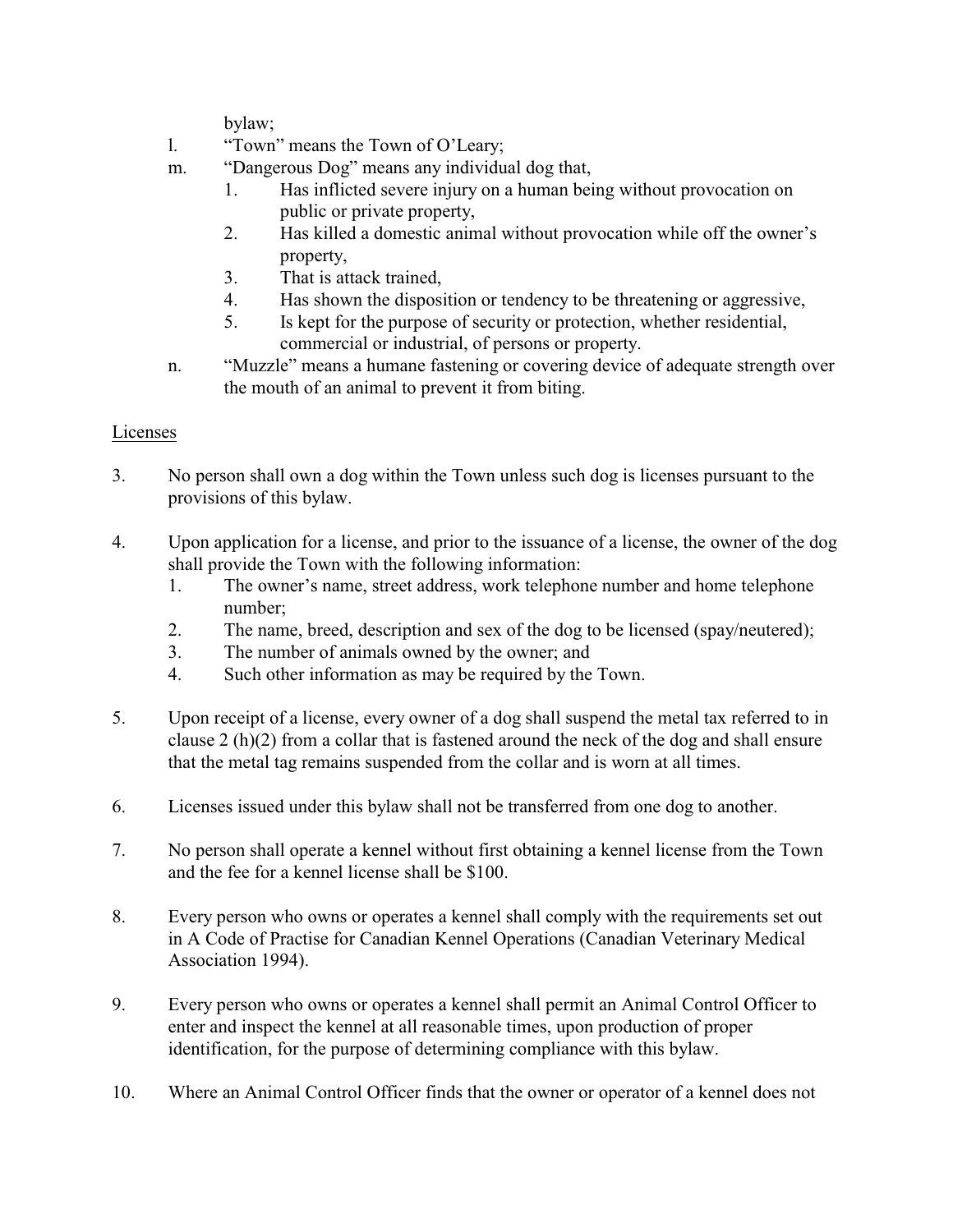bylaw;

l. "Town" means the Town of O'Leary;

m. "Dangerous Dog" means any individual dog that,
   1. Has inflicted severe injury on a human being without provocation on public or private property,
   2. Has killed a domestic animal without provocation while off the owner's property,
   3. That is attack trained,
   4. Has shown the disposition or tendency to be threatening or aggressive,
   5. Is kept for the purpose of security or protection, whether residential, commercial or industrial, of persons or property.

n. "Muzzle" means a humane fastening or covering device of adequate strength over the mouth of an animal to prevent it from biting.

<u>Licenses</u>

3. No person shall own a dog within the Town unless such dog is licenses pursuant to the provisions of this bylaw.

4. Upon application for a license, and prior to the issuance of a license, the owner of the dog shall provide the Town with the following information:
   1. The owner's name, street address, work telephone number and home telephone number;
   2. The name, breed, description and sex of the dog to be licensed (spay/neutered);
   3. The number of animals owned by the owner; and
   4. Such other information as may be required by the Town.

5. Upon receipt of a license, every owner of a dog shall suspend the metal tax referred to in clause 2 (h)(2) from a collar that is fastened around the neck of the dog and shall ensure that the metal tag remains suspended from the collar and is worn at all times.

6. Licenses issued under this bylaw shall not be transferred from one dog to another.

7. No person shall operate a kennel without first obtaining a kennel license from the Town and the fee for a kennel license shall be $100.

8. Every person who owns or operates a kennel shall comply with the requirements set out in A Code of Practise for Canadian Kennel Operations (Canadian Veterinary Medical Association 1994).

9. Every person who owns or operates a kennel shall permit an Animal Control Officer to enter and inspect the kennel at all reasonable times, upon production of proper identification, for the purpose of determining compliance with this bylaw.

10. Where an Animal Control Officer finds that the owner or operator of a kennel does not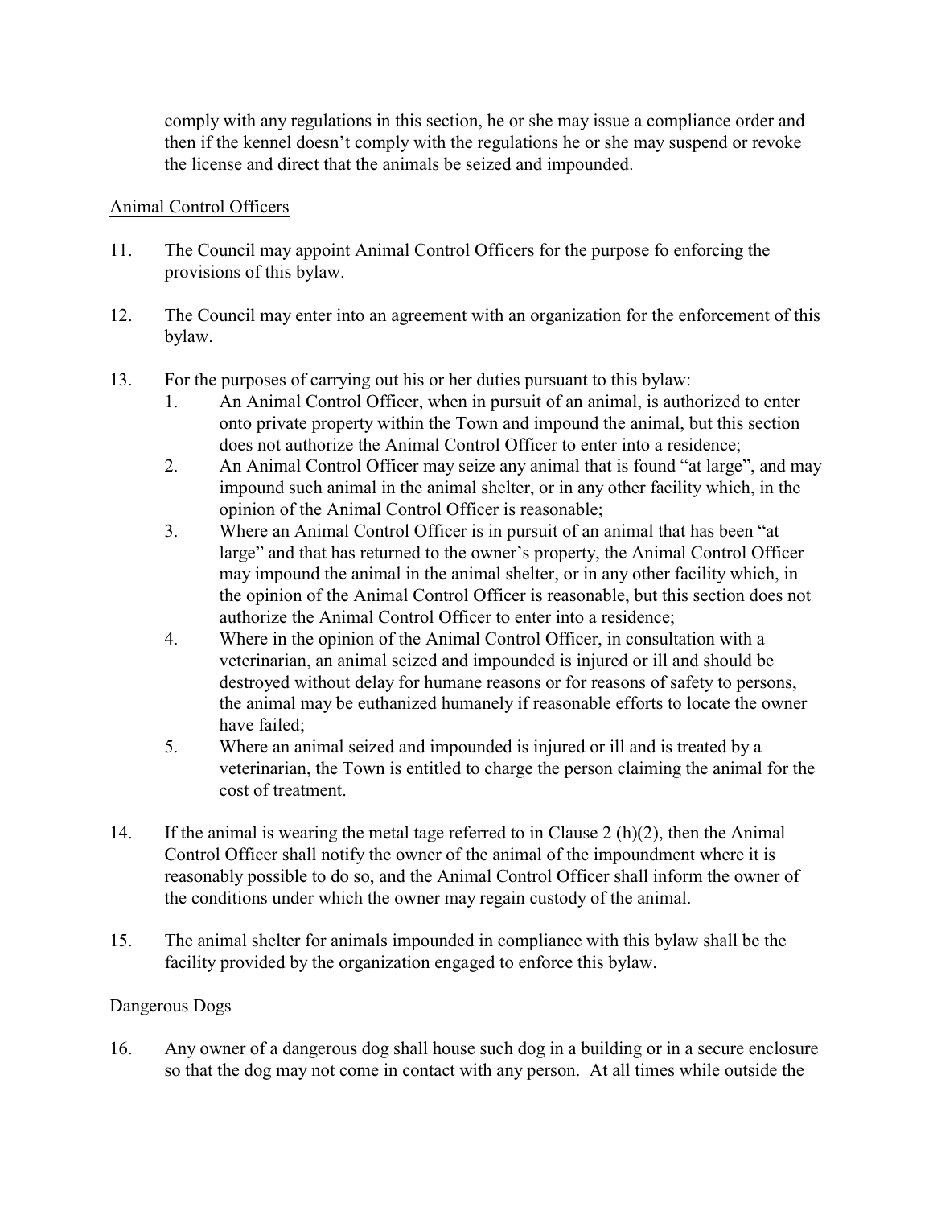comply with any regulations in this section, he or she may issue a compliance order and then if the kennel doesn't comply with the regulations he or she may suspend or revoke the license and direct that the animals be seized and impounded.

## Animal Control Officers

11. The Council may appoint Animal Control Officers for the purpose fo enforcing the provisions of this bylaw.

12. The Council may enter into an agreement with an organization for the enforcement of this bylaw.

13. For the purposes of carrying out his or her duties pursuant to this bylaw:
    1. An Animal Control Officer, when in pursuit of an animal, is authorized to enter onto private property within the Town and impound the animal, but this section does not authorize the Animal Control Officer to enter into a residence;
    2. An Animal Control Officer may seize any animal that is found "at large", and may impound such animal in the animal shelter, or in any other facility which, in the opinion of the Animal Control Officer is reasonable;
    3. Where an Animal Control Officer is in pursuit of an animal that has been "at large" and that has returned to the owner's property, the Animal Control Officer may impound the animal in the animal shelter, or in any other facility which, in the opinion of the Animal Control Officer is reasonable, but this section does not authorize the Animal Control Officer to enter into a residence;
    4. Where in the opinion of the Animal Control Officer, in consultation with a veterinarian, an animal seized and impounded is injured or ill and should be destroyed without delay for humane reasons or for reasons of safety to persons, the animal may be euthanized humanely if reasonable efforts to locate the owner have failed;
    5. Where an animal seized and impounded is injured or ill and is treated by a veterinarian, the Town is entitled to charge the person claiming the animal for the cost of treatment.

14. If the animal is wearing the metal tage referred to in Clause 2 (h)(2), then the Animal Control Officer shall notify the owner of the animal of the impoundment where it is reasonably possible to do so, and the Animal Control Officer shall inform the owner of the conditions under which the owner may regain custody of the animal.

15. The animal shelter for animals impounded in compliance with this bylaw shall be the facility provided by the organization engaged to enforce this bylaw.

## Dangerous Dogs

16. Any owner of a dangerous dog shall house such dog in a building or in a secure enclosure so that the dog may not come in contact with any person. At all times while outside the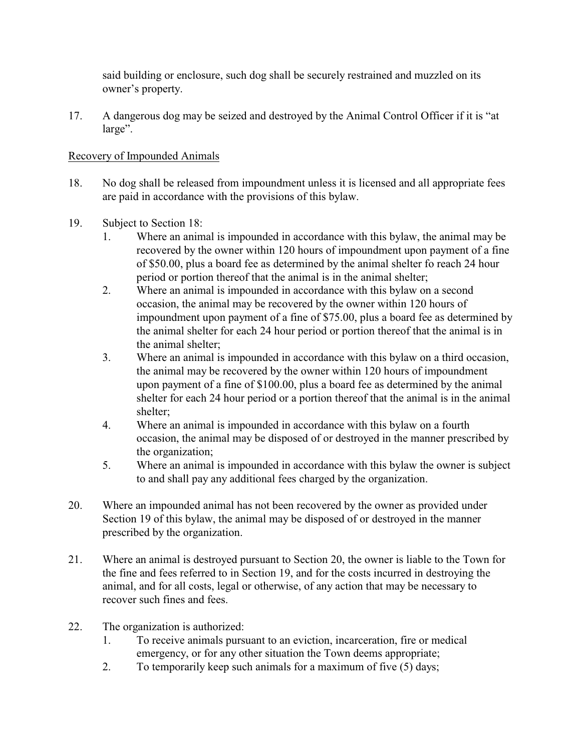said building or enclosure, such dog shall be securely restrained and muzzled on its owner's property.

17. A dangerous dog may be seized and destroyed by the Animal Control Officer if it is "at large".

<u>Recovery of Impounded Animals</u>

18. No dog shall be released from impoundment unless it is licensed and all appropriate fees are paid in accordance with the provisions of this bylaw.

19. Subject to Section 18:
    1. Where an animal is impounded in accordance with this bylaw, the animal may be recovered by the owner within 120 hours of impoundment upon payment of a fine of $50.00, plus a board fee as determined by the animal shelter fo reach 24 hour period or portion thereof that the animal is in the animal shelter;
    2. Where an animal is impounded in accordance with this bylaw on a second occasion, the animal may be recovered by the owner within 120 hours of impoundment upon payment of a fine of $75.00, plus a board fee as determined by the animal shelter for each 24 hour period or portion thereof that the animal is in the animal shelter;
    3. Where an animal is impounded in accordance with this bylaw on a third occasion, the animal may be recovered by the owner within 120 hours of impoundment upon payment of a fine of $100.00, plus a board fee as determined by the animal shelter for each 24 hour period or a portion thereof that the animal is in the animal shelter;
    4. Where an animal is impounded in accordance with this bylaw on a fourth occasion, the animal may be disposed of or destroyed in the manner prescribed by the organization;
    5. Where an animal is impounded in accordance with this bylaw the owner is subject to and shall pay any additional fees charged by the organization.

20. Where an impounded animal has not been recovered by the owner as provided under Section 19 of this bylaw, the animal may be disposed of or destroyed in the manner prescribed by the organization.

21. Where an animal is destroyed pursuant to Section 20, the owner is liable to the Town for the fine and fees referred to in Section 19, and for the costs incurred in destroying the animal, and for all costs, legal or otherwise, of any action that may be necessary to recover such fines and fees.

22. The organization is authorized:
    1. To receive animals pursuant to an eviction, incarceration, fire or medical emergency, or for any other situation the Town deems appropriate;
    2. To temporarily keep such animals for a maximum of five (5) days;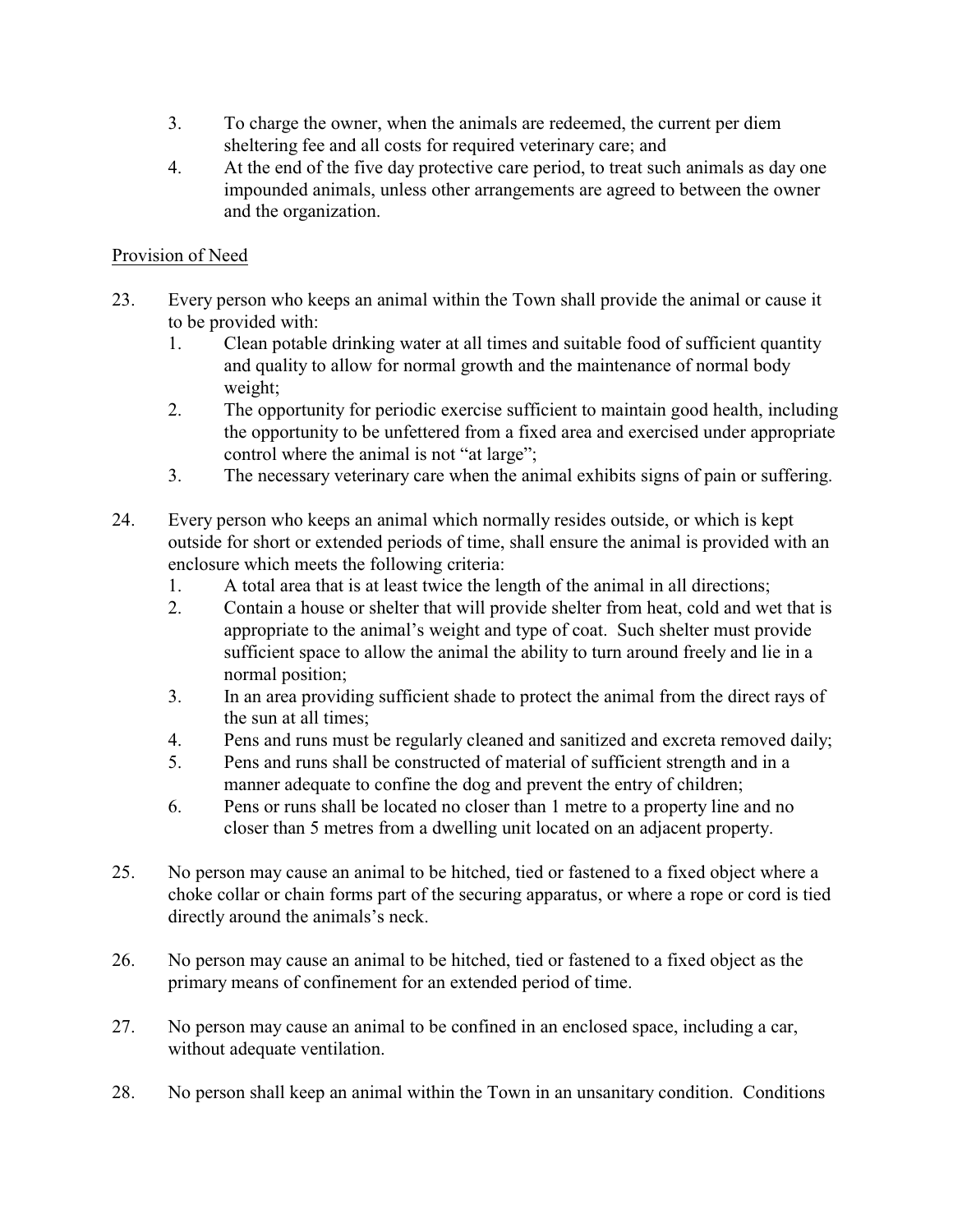3. To charge the owner, when the animals are redeemed, the current per diem sheltering fee and all costs for required veterinary care; and
4. At the end of the five day protective care period, to treat such animals as day one impounded animals, unless other arrangements are agreed to between the owner and the organization.

<u>Provision of Need</u>

23. Every person who keeps an animal within the Town shall provide the animal or cause it to be provided with:
    1. Clean potable drinking water at all times and suitable food of sufficient quantity and quality to allow for normal growth and the maintenance of normal body weight;
    2. The opportunity for periodic exercise sufficient to maintain good health, including the opportunity to be unfettered from a fixed area and exercised under appropriate control where the animal is not "at large";
    3. The necessary veterinary care when the animal exhibits signs of pain or suffering.

24. Every person who keeps an animal which normally resides outside, or which is kept outside for short or extended periods of time, shall ensure the animal is provided with an enclosure which meets the following criteria:
    1. A total area that is at least twice the length of the animal in all directions;
    2. Contain a house or shelter that will provide shelter from heat, cold and wet that is appropriate to the animal's weight and type of coat. Such shelter must provide sufficient space to allow the animal the ability to turn around freely and lie in a normal position;
    3. In an area providing sufficient shade to protect the animal from the direct rays of the sun at all times;
    4. Pens and runs must be regularly cleaned and sanitized and excreta removed daily;
    5. Pens and runs shall be constructed of material of sufficient strength and in a manner adequate to confine the dog and prevent the entry of children;
    6. Pens or runs shall be located no closer than 1 metre to a property line and no closer than 5 metres from a dwelling unit located on an adjacent property.

25. No person may cause an animal to be hitched, tied or fastened to a fixed object where a choke collar or chain forms part of the securing apparatus, or where a rope or cord is tied directly around the animals's neck.

26. No person may cause an animal to be hitched, tied or fastened to a fixed object as the primary means of confinement for an extended period of time.

27. No person may cause an animal to be confined in an enclosed space, including a car, without adequate ventilation.

28. No person shall keep an animal within the Town in an unsanitary condition. Conditions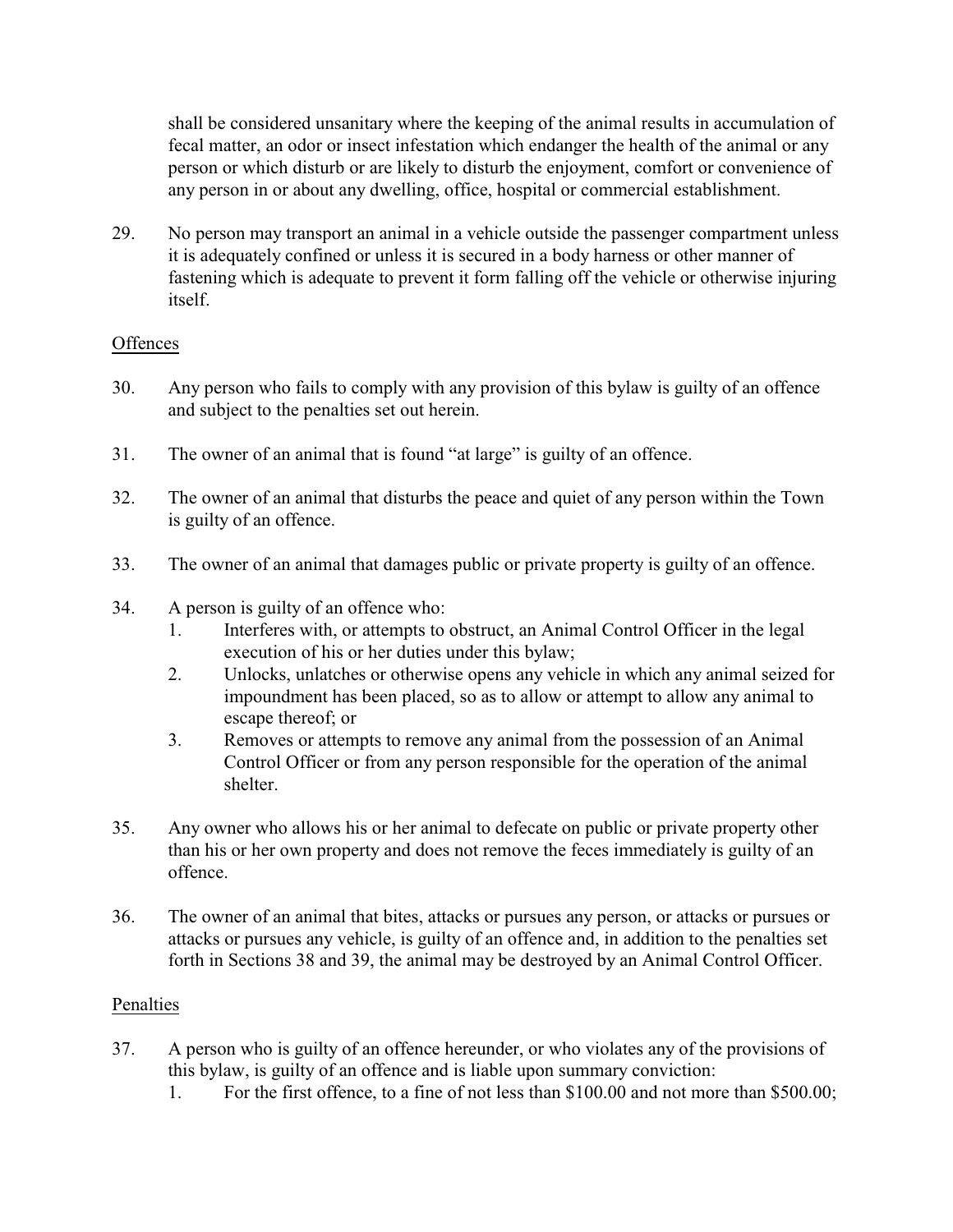shall be considered unsanitary where the keeping of the animal results in accumulation of fecal matter, an odor or insect infestation which endanger the health of the animal or any person or which disturb or are likely to disturb the enjoyment, comfort or convenience of any person in or about any dwelling, office, hospital or commercial establishment.

29. No person may transport an animal in a vehicle outside the passenger compartment unless it is adequately confined or unless it is secured in a body harness or other manner of fastening which is adequate to prevent it form falling off the vehicle or otherwise injuring itself.

<u>Offences</u>

30. Any person who fails to comply with any provision of this bylaw is guilty of an offence and subject to the penalties set out herein.

31. The owner of an animal that is found "at large" is guilty of an offence.

32. The owner of an animal that disturbs the peace and quiet of any person within the Town is guilty of an offence.

33. The owner of an animal that damages public or private property is guilty of an offence.

34. A person is guilty of an offence who:
    1. Interferes with, or attempts to obstruct, an Animal Control Officer in the legal execution of his or her duties under this bylaw;
    2. Unlocks, unlatches or otherwise opens any vehicle in which any animal seized for impoundment has been placed, so as to allow or attempt to allow any animal to escape thereof; or
    3. Removes or attempts to remove any animal from the possession of an Animal Control Officer or from any person responsible for the operation of the animal shelter.

35. Any owner who allows his or her animal to defecate on public or private property other than his or her own property and does not remove the feces immediately is guilty of an offence.

36. The owner of an animal that bites, attacks or pursues any person, or attacks or pursues or attacks or pursues any vehicle, is guilty of an offence and, in addition to the penalties set forth in Sections 38 and 39, the animal may be destroyed by an Animal Control Officer.

<u>Penalties</u>

37. A person who is guilty of an offence hereunder, or who violates any of the provisions of this bylaw, is guilty of an offence and is liable upon summary conviction:
    1. For the first offence, to a fine of not less than $100.00 and not more than $500.00;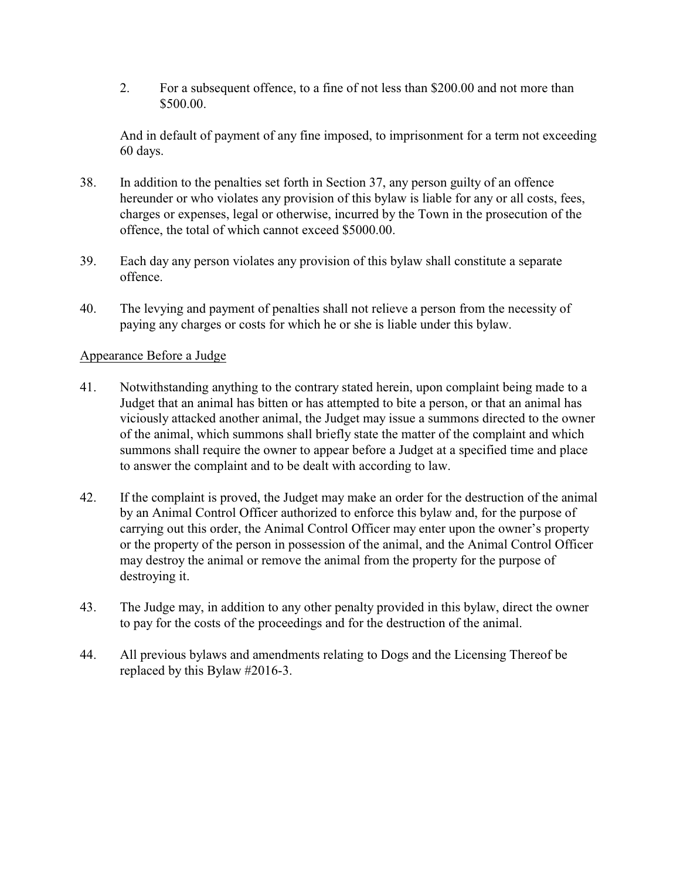2. For a subsequent offence, to a fine of not less than $200.00 and not more than $500.00.

And in default of payment of any fine imposed, to imprisonment for a term not exceeding 60 days.

38. In addition to the penalties set forth in Section 37, any person guilty of an offence hereunder or who violates any provision of this bylaw is liable for any or all costs, fees, charges or expenses, legal or otherwise, incurred by the Town in the prosecution of the offence, the total of which cannot exceed $5000.00.

39. Each day any person violates any provision of this bylaw shall constitute a separate offence.

40. The levying and payment of penalties shall not relieve a person from the necessity of paying any charges or costs for which he or she is liable under this bylaw.

Appearance Before a Judge

41. Notwithstanding anything to the contrary stated herein, upon complaint being made to a Judget that an animal has bitten or has attempted to bite a person, or that an animal has viciously attacked another animal, the Judget may issue a summons directed to the owner of the animal, which summons shall briefly state the matter of the complaint and which summons shall require the owner to appear before a Judget at a specified time and place to answer the complaint and to be dealt with according to law.

42. If the complaint is proved, the Judget may make an order for the destruction of the animal by an Animal Control Officer authorized to enforce this bylaw and, for the purpose of carrying out this order, the Animal Control Officer may enter upon the owner's property or the property of the person in possession of the animal, and the Animal Control Officer may destroy the animal or remove the animal from the property for the purpose of destroying it.

43. The Judge may, in addition to any other penalty provided in this bylaw, direct the owner to pay for the costs of the proceedings and for the destruction of the animal.

44. All previous bylaws and amendments relating to Dogs and the Licensing Thereof be replaced by this Bylaw #2016-3.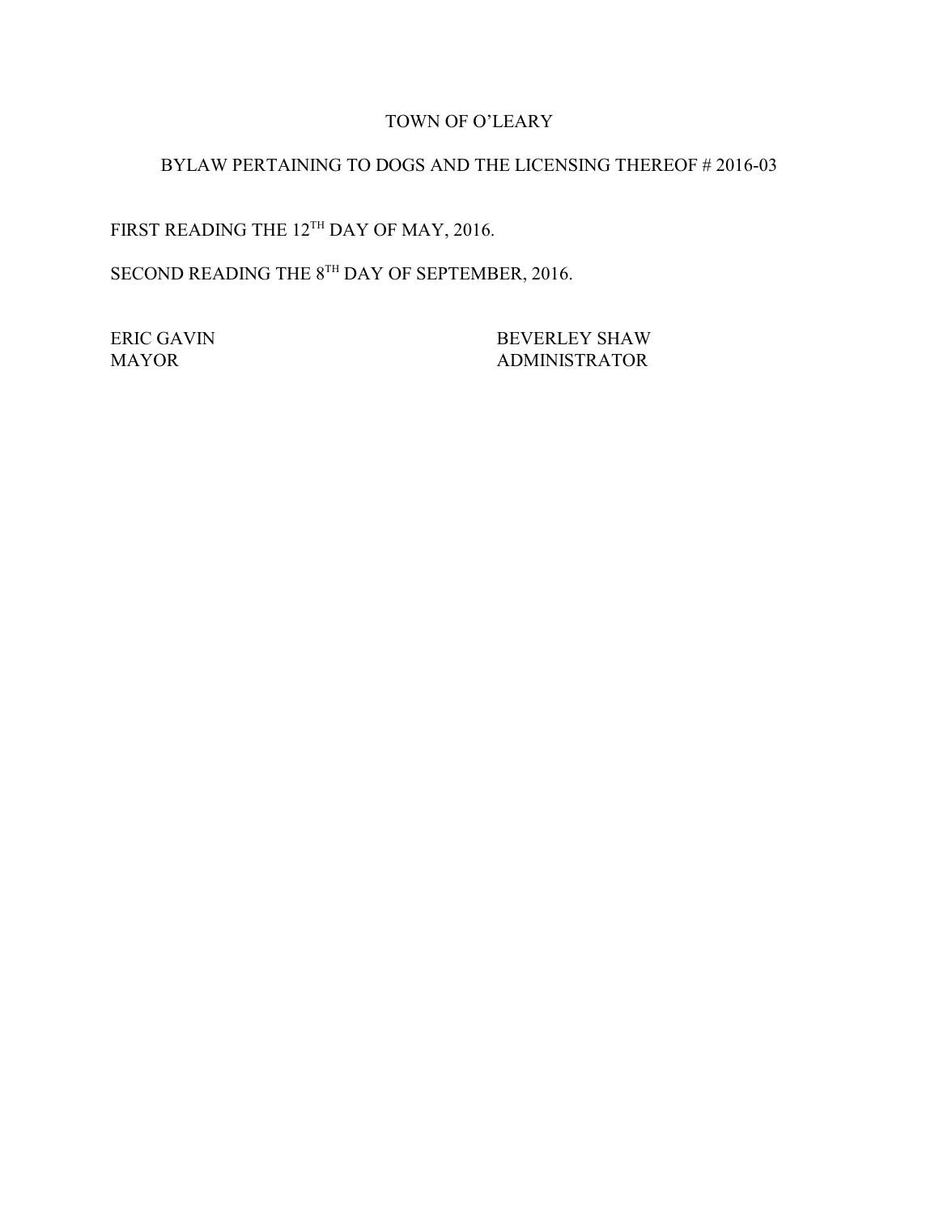TOWN OF O'LEARY

BYLAW PERTAINING TO DOGS AND THE LICENSING THEREOF # 2016-03

FIRST READING THE 12TH DAY OF MAY, 2016.

SECOND READING THE 8TH DAY OF SEPTEMBER, 2016.

| | |
|---|---|
| ERIC GAVIN | BEVERLEY SHAW |
| MAYOR | ADMINISTRATOR |